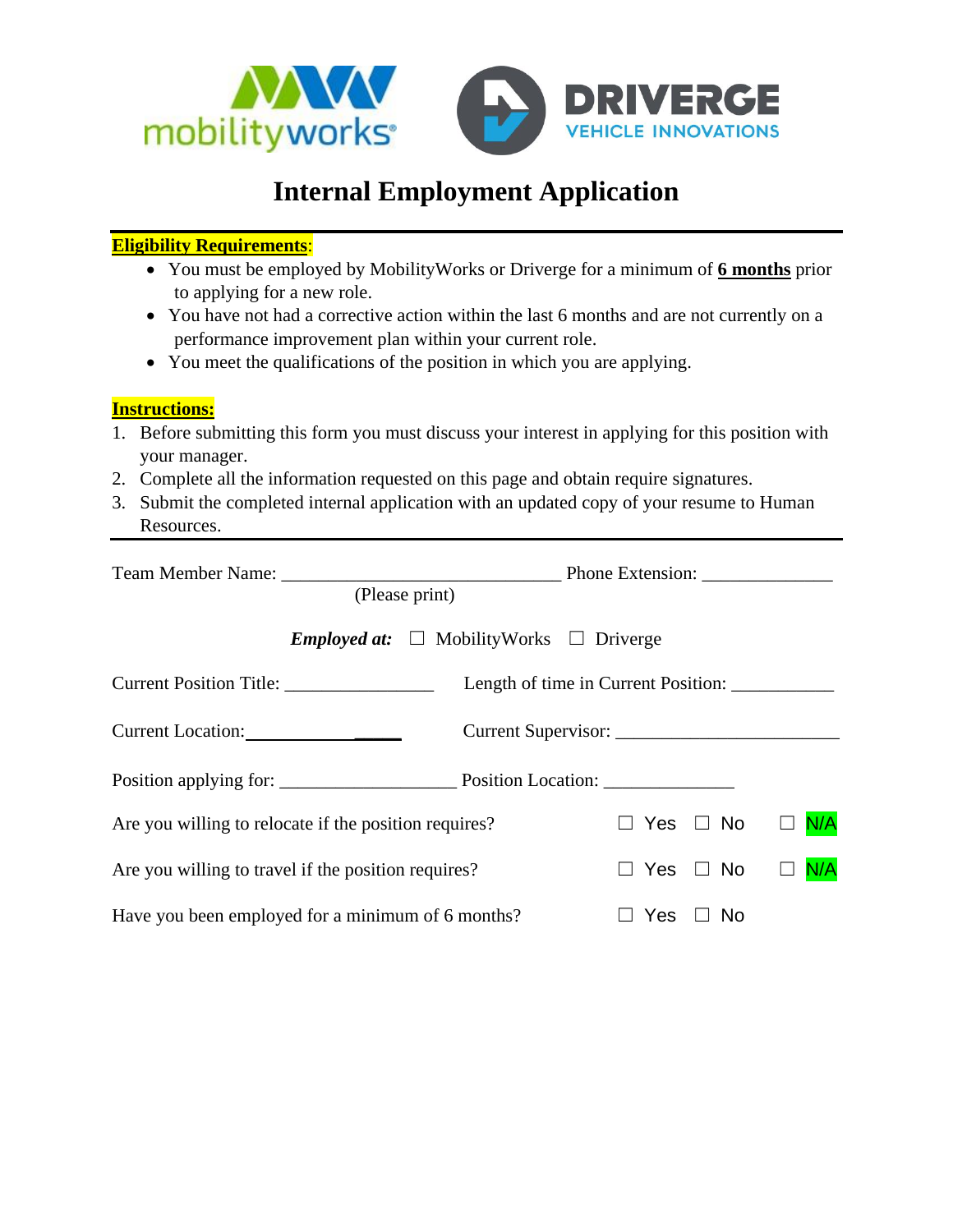# Internal Employment Application

**Eligibility Requirements**:

- You must be employed by MobilityWorks or Driverge for a minimum of **6 months** prior to applying for a new role.
- You have not had a corrective action within the last 6 months and are not currently on a performance improvement plan within your current role.
- You meet the qualifications of the position in which you are applying.

**Instructions:**

1. Before submitting this form you must discuss your interest in applying for this position with your manager.
2. Complete all the information requested on this page and obtain require signatures.
3. Submit the completed internal application with an updated copy of your resume to Human Resources.

---

Team Member Name: ______________________________ Phone Extension: _____________
(Please print)

***Employed at:*** ☐ MobilityWorks ☐ Driverge

Current Position Title: ________________ Length of time in Current Position: ___________

Current Location: _________________ Current Supervisor: ________________________

Position applying for: ___________________ Position Location: ______________

Are you willing to relocate if the position requires? ☐ Yes ☐ No ☐ N/A

Are you willing to travel if the position requires? ☐ Yes ☐ No ☐ N/A

Have you been employed for a minimum of 6 months? ☐ Yes ☐ No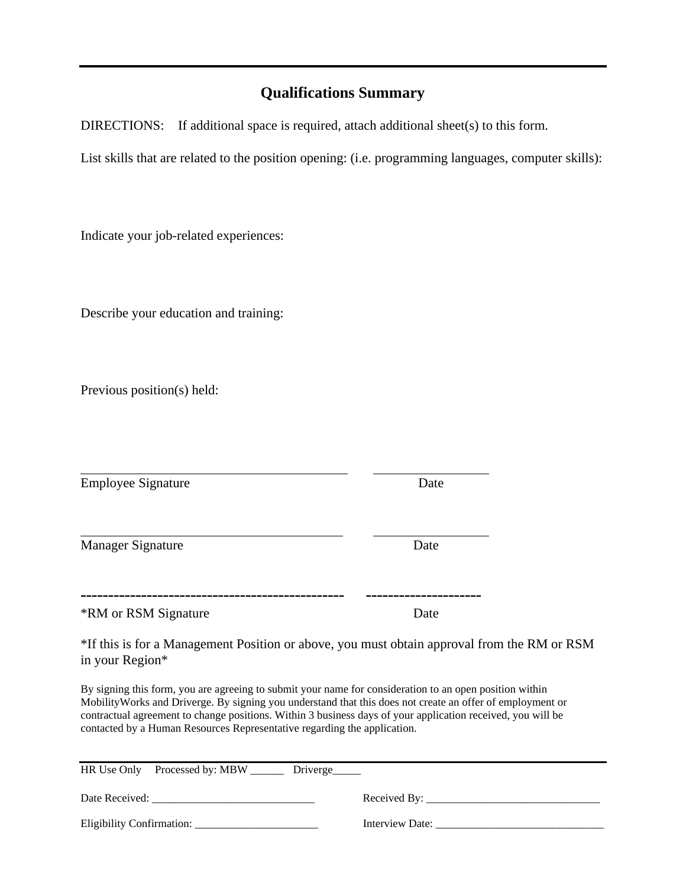## Qualifications Summary

DIRECTIONS: If additional space is required, attach additional sheet(s) to this form.

List skills that are related to the position opening: (i.e. programming languages, computer skills):

Indicate your job-related experiences:

Describe your education and training:

Previous position(s) held:

\_\_\_\_\_\_\_\_\_\_\_\_\_\_\_\_\_\_\_\_\_\_\_\_\_\_\_\_\_\_\_\_\_\_\_\_\_\_\_\_ \_\_\_\_\_\_\_\_\_\_\_\_\_\_\_\_\_\_

Employee Signature Date

\_\_\_\_\_\_\_\_\_\_\_\_\_\_\_\_\_\_\_\_\_\_\_\_\_\_\_\_\_\_\_\_\_\_\_\_\_\_\_\_ \_\_\_\_\_\_\_\_\_\_\_\_\_\_\_\_\_\_

Manager Signature Date

------------------------------------------------ ---------------------

*RM or RSM Signature Date

*If this is for a Management Position or above, you must obtain approval from the RM or RSM in your Region*

By signing this form, you are agreeing to submit your name for consideration to an open position within MobilityWorks and Driverge. By signing you understand that this does not create an offer of employment or contractual agreement to change positions. Within 3 business days of your application received, you will be contacted by a Human Resources Representative regarding the application.

---

HR Use Only Processed by: MBW ______ Driverge_____

Date Received: _____________________________ Received By: _______________________________

Eligibility Confirmation: ______________________ Interview Date: ______________________________